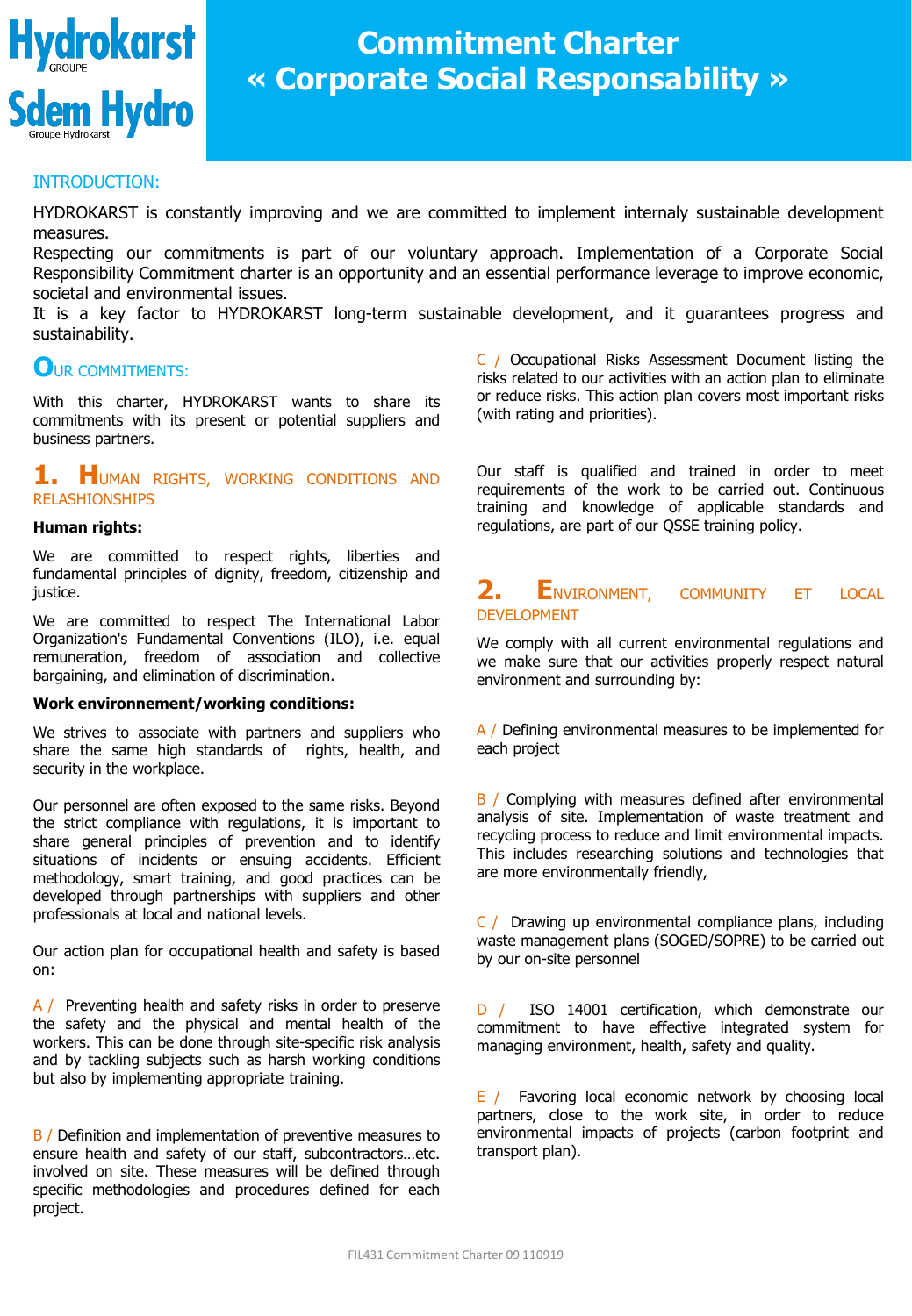# Commitment Charter « Corporate Social Responsability »

## INTRODUCTION:

HYDROKARST is constantly improving and we are committed to implement internaly sustainable development measures.
Respecting our commitments is part of our voluntary approach. Implementation of a Corporate Social Responsibility Commitment charter is an opportunity and an essential performance leverage to improve economic, societal and environmental issues.
It is a key factor to HYDROKARST long-term sustainable development, and it guarantees progress and sustainability.

## OUR COMMITMENTS:

With this charter, HYDROKARST wants to share its commitments with its present or potential suppliers and business partners.

### 1. HUMAN RIGHTS, WORKING CONDITIONS AND RELASHIONSHIPS

**Human rights:**

We are committed to respect rights, liberties and fundamental principles of dignity, freedom, citizenship and justice.

We are committed to respect The International Labor Organization's Fundamental Conventions (ILO), i.e. equal remuneration, freedom of association and collective bargaining, and elimination of discrimination.

**Work environnement/working conditions:**

We strives to associate with partners and suppliers who share the same high standards of rights, health, and security in the workplace.

Our personnel are often exposed to the same risks. Beyond the strict compliance with regulations, it is important to share general principles of prevention and to identify situations of incidents or ensuing accidents. Efficient methodology, smart training, and good practices can be developed through partnerships with suppliers and other professionals at local and national levels.

Our action plan for occupational health and safety is based on:

A / Preventing health and safety risks in order to preserve the safety and the physical and mental health of the workers. This can be done through site-specific risk analysis and by tackling subjects such as harsh working conditions but also by implementing appropriate training.

B / Definition and implementation of preventive measures to ensure health and safety of our staff, subcontractors…etc. involved on site. These measures will be defined through specific methodologies and procedures defined for each project.

C / Occupational Risks Assessment Document listing the risks related to our activities with an action plan to eliminate or reduce risks. This action plan covers most important risks (with rating and priorities).

Our staff is qualified and trained in order to meet requirements of the work to be carried out. Continuous training and knowledge of applicable standards and regulations, are part of our QSSE training policy.

### 2. ENVIRONMENT, COMMUNITY ET LOCAL DEVELOPMENT

We comply with all current environmental regulations and we make sure that our activities properly respect natural environment and surrounding by:

A / Defining environmental measures to be implemented for each project

B / Complying with measures defined after environmental analysis of site. Implementation of waste treatment and recycling process to reduce and limit environmental impacts. This includes researching solutions and technologies that are more environmentally friendly,

C / Drawing up environmental compliance plans, including waste management plans (SOGED/SOPRE) to be carried out by our on-site personnel

D / ISO 14001 certification, which demonstrate our commitment to have effective integrated system for managing environment, health, safety and quality.

E / Favoring local economic network by choosing local partners, close to the work site, in order to reduce environmental impacts of projects (carbon footprint and transport plan).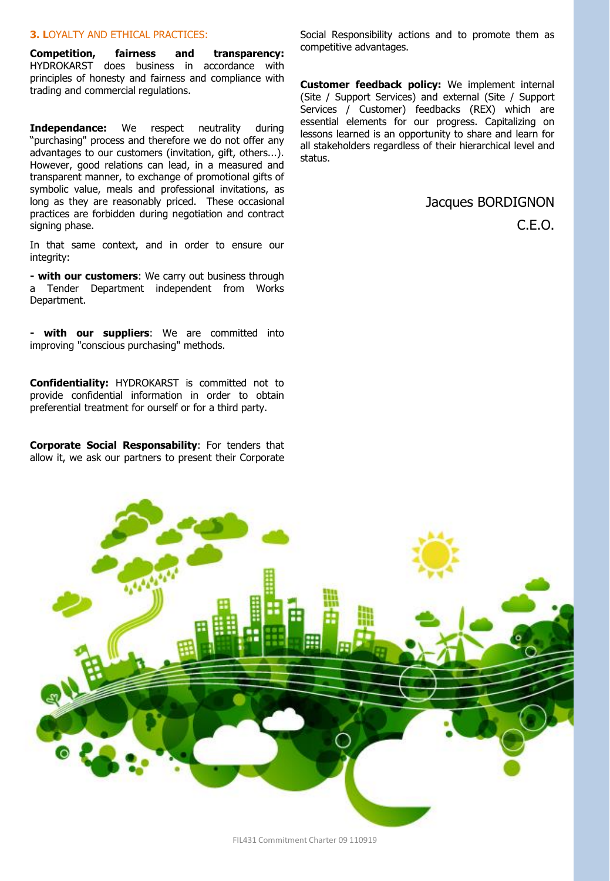### 3. LOYALTY AND ETHICAL PRACTICES:

**Competition, fairness and transparency:** HYDROKARST does business in accordance with principles of honesty and fairness and compliance with trading and commercial regulations.

**Independance:** We respect neutrality during "purchasing" process and therefore we do not offer any advantages to our customers (invitation, gift, others...). However, good relations can lead, in a measured and transparent manner, to exchange of promotional gifts of symbolic value, meals and professional invitations, as long as they are reasonably priced. These occasional practices are forbidden during negotiation and contract signing phase.

In that same context, and in order to ensure our integrity:

**- with our customers**: We carry out business through a Tender Department independent from Works Department.

**- with our suppliers**: We are committed into improving "conscious purchasing" methods.

**Confidentiality:** HYDROKARST is committed not to provide confidential information in order to obtain preferential treatment for ourself or for a third party.

**Corporate Social Responsability**: For tenders that allow it, we ask our partners to present their Corporate Social Responsibility actions and to promote them as competitive advantages.

**Customer feedback policy:** We implement internal (Site / Support Services) and external (Site / Support Services / Customer) feedbacks (REX) which are essential elements for our progress. Capitalizing on lessons learned is an opportunity to share and learn for all stakeholders regardless of their hierarchical level and status.

Jacques BORDIGNON

C.E.O.

FIL431 Commitment Charter 09 110919